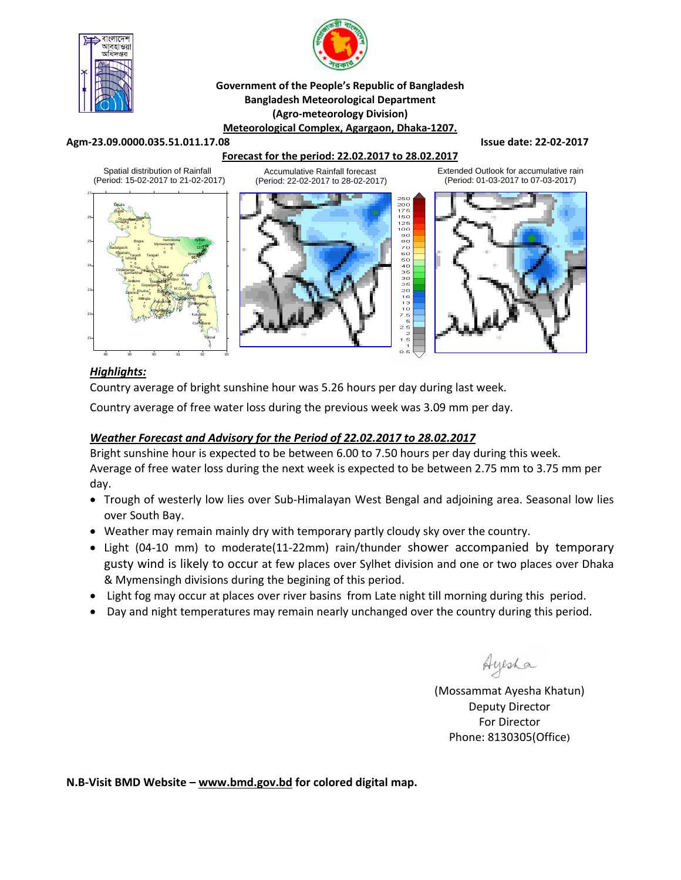**Government of the People's Republic of Bangladesh**
**Bangladesh Meteorological Department**
**(Agro-meteorology Division)**
**Meteorological Complex, Agargaon, Dhaka-1207.**

**Agm-23.09.0000.035.51.011.17.08** **Issue date: 22-02-2017**

**Forecast for the period: 22.02.2017 to 28.02.2017**

Spatial distribution of Rainfall (Period: 15-02-2017 to 21-02-2017)

Accumulative Rainfall forecast (Period: 22-02-2017 to 28-02-2017)

Extended Outlook for accumulative rain (Period: 01-03-2017 to 07-03-2017)

## *Highlights:*

Country average of bright sunshine hour was 5.26 hours per day during last week.

Country average of free water loss during the previous week was 3.09 mm per day.

## *Weather Forecast and Advisory for the Period of 22.02.2017 to 28.02.2017*

Bright sunshine hour is expected to be between 6.00 to 7.50 hours per day during this week.
Average of free water loss during the next week is expected to be between 2.75 mm to 3.75 mm per day.

- Trough of westerly low lies over Sub-Himalayan West Bengal and adjoining area. Seasonal low lies over South Bay.
- Weather may remain mainly dry with temporary partly cloudy sky over the country.
- Light (04-10 mm) to moderate(11-22mm) rain/thunder shower accompanied by temporary gusty wind is likely to occur at few places over Sylhet division and one or two places over Dhaka & Mymensingh divisions during the begining of this period.
- Light fog may occur at places over river basins from Late night till morning during this period.
- Day and night temperatures may remain nearly unchanged over the country during this period.

Ayesha

(Mossammat Ayesha Khatun)
Deputy Director
For Director
Phone: 8130305(Office)

**N.B-Visit BMD Website – www.bmd.gov.bd for colored digital map.**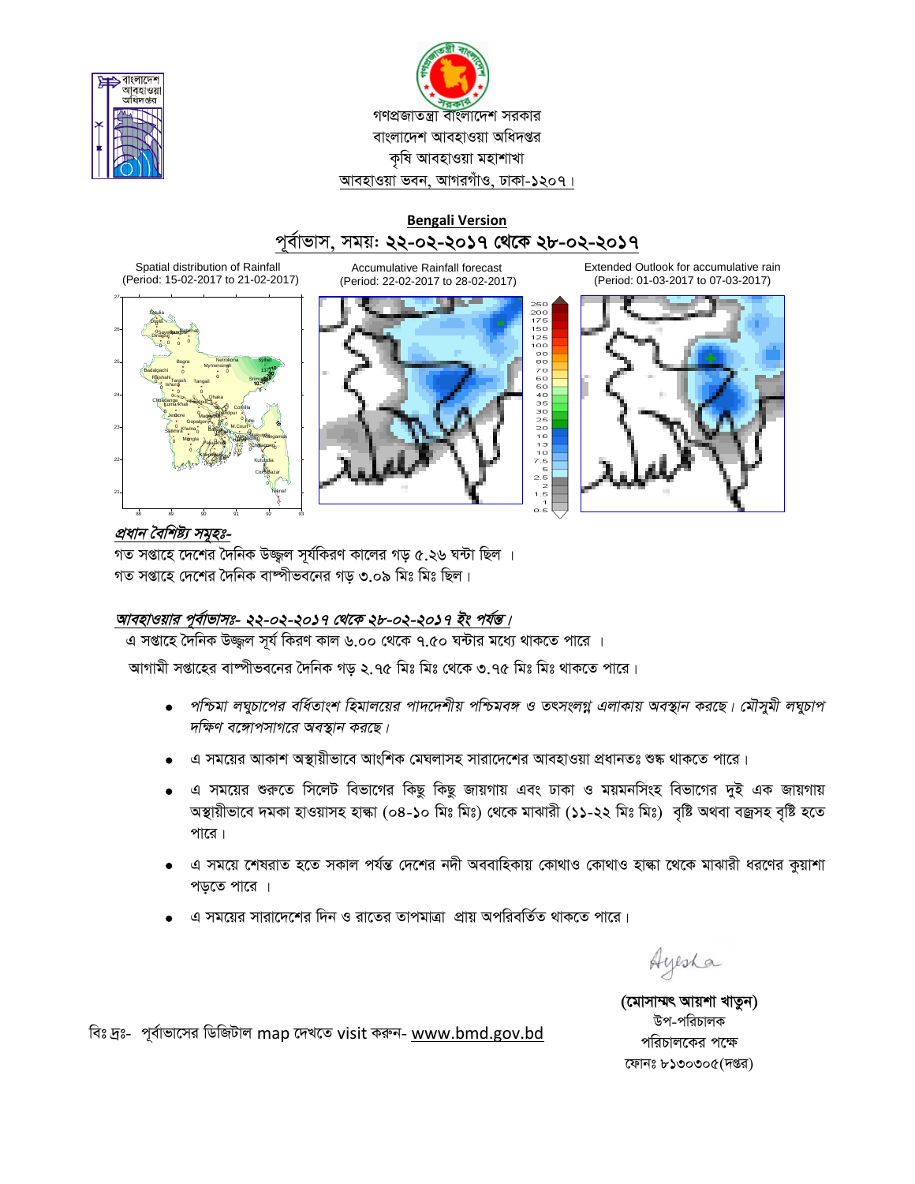গণপ্রজাতন্ত্রী বাংলাদেশ সরকার
বাংলাদেশ আবহাওয়া অধিদপ্তর
কৃষি আবহাওয়া মহাশাখা
আবহাওয়া ভবন, আগরগাঁও, ঢাকা-১২০৭।

**Bengali Version**

## পূর্বাভাস, সময়: ২২-০২-২০১৭ থেকে ২৮-০২-২০১৭

Spatial distribution of Rainfall (Period: 15-02-2017 to 21-02-2017)

Accumulative Rainfall forecast (Period: 22-02-2017 to 28-02-2017)

Extended Outlook for accumulative rain (Period: 01-03-2017 to 07-03-2017)

***প্রধান বৈশিষ্ট্য সমূহঃ-***

গত সপ্তাহে দেশের দৈনিক উজ্জ্বল সূর্যকিরণ কালের গড় ৫.২৬ ঘন্টা ছিল ।
গত সপ্তাহে দেশের দৈনিক বাষ্পীভবনের গড় ৩.০৯ মিঃ মিঃ ছিল।

***আবহাওয়ার পূর্বাভাসঃ- ২২-০২-২০১৭ থেকে ২৮-০২-২০১৭ ইং পর্যন্ত।***

এ সপ্তাহে দৈনিক উজ্জ্বল সূর্য কিরণ কাল ৬.০০ থেকে ৭.৫০ ঘন্টার মধ্যে থাকতে পারে ।

আগামী সপ্তাহের বাষ্পীভবনের দৈনিক গড় ২.৭৫ মিঃ মিঃ থেকে ৩.৭৫ মিঃ মিঃ থাকতে পারে।

- *পশ্চিমা লঘুচাপের বর্ধিতাংশ হিমালয়ের পাদদেশীয় পশ্চিমবঙ্গ ও তৎসংলগ্ন এলাকায় অবস্থান করছে। মৌসুমী লঘুচাপ দক্ষিণ বঙ্গোপসাগরে অবস্থান করছে।*
- এ সময়ের আকাশ অস্থায়ীভাবে আংশিক মেঘলাসহ সারাদেশের আবহাওয়া প্রধানতঃ শুষ্ক থাকতে পারে।
- এ সময়ের শুরুতে সিলেট বিভাগের কিছু কিছু জায়গায় এবং ঢাকা ও ময়মনসিংহ বিভাগের দুই এক জায়গায় অস্থায়ীভাবে দমকা হাওয়াসহ হাল্কা (০৪-১০ মিঃ মিঃ) থেকে মাঝারী (১১-২২ মিঃ মিঃ) বৃষ্টি অথবা বজ্রসহ বৃষ্টি হতে পারে।
- এ সময়ে শেষরাত হতে সকাল পর্যন্ত দেশের নদী অববাহিকায় কোথাও কোথাও হাল্কা থেকে মাঝারী ধরণের কুয়াশা পড়তে পারে ।
- এ সময়ের সারাদেশের দিন ও রাতের তাপমাত্রা প্রায় অপরিবর্তিত থাকতে পারে।

Ayesha

**(মোসাম্মৎ আয়শা খাতুন)**
উপ-পরিচালক
পরিচালকের পক্ষে
ফোনঃ ৮১৩০৩০৫(দপ্তর)

বিঃ দ্রঃ- পূর্বাভাসের ডিজিটাল map দেখতে visit করুন- www.bmd.gov.bd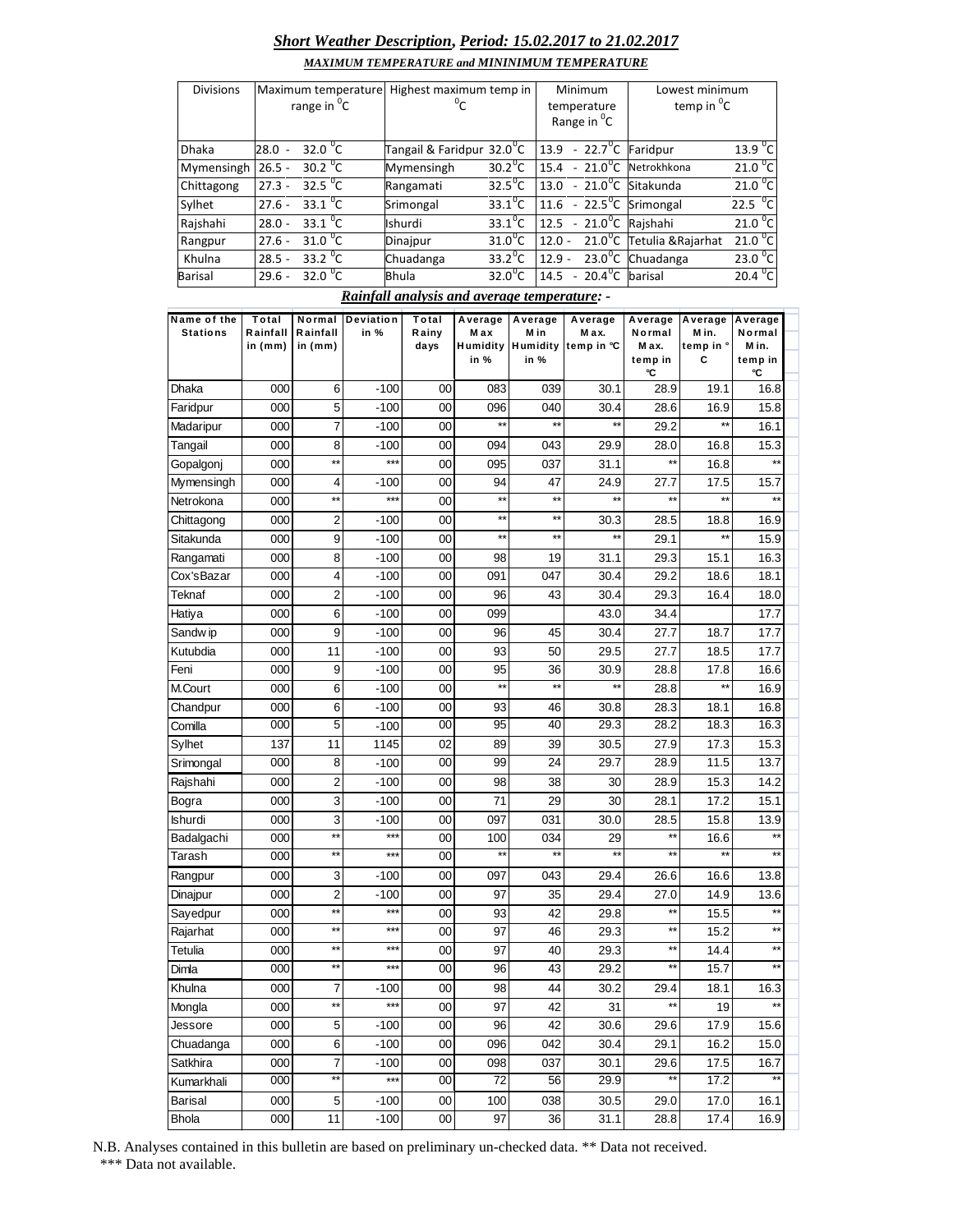## ***Short Weather Description, Period: 15.02.2017 to 21.02.2017***

***MAXIMUM TEMPERATURE and MININIMUM TEMPERATURE***

| Divisions | Maximum temperature range in $^0$C | Highest maximum temp in $^0$C | | Minimum temperature Range in $^0$C | Lowest minimum temp in $^0$C | |
|---|---|---|---|---|---|---|
| Dhaka | 28.0 - 32.0 $^0$C | Tangail & Faridpur | 32.0$^0$C | 13.9 - 22.7$^0$C | Faridpur | 13.9 $^0$C |
| Mymensingh | 26.5 - 30.2 $^0$C | Mymensingh | 30.2$^0$C | 15.4 - 21.0$^0$C | Netrokhkona | 21.0 $^0$C |
| Chittagong | 27.3 - 32.5 $^0$C | Rangamati | 32.5$^0$C | 13.0 - 21.0$^0$C | Sitakunda | 21.0 $^0$C |
| Sylhet | 27.6 - 33.1 $^0$C | Srimongal | 33.1$^0$C | 11.6 - 22.5$^0$C | Srimongal | 22.5 $^0$C |
| Rajshahi | 28.0 - 33.1 $^0$C | Ishurdi | 33.1$^0$C | 12.5 - 21.0$^0$C | Rajshahi | 21.0 $^0$C |
| Rangpur | 27.6 - 31.0 $^0$C | Dinajpur | 31.0$^0$C | 12.0 - 21.0$^0$C | Tetulia &Rajarhat | 21.0 $^0$C |
| Khulna | 28.5 - 33.2 $^0$C | Chuadanga | 33.2$^0$C | 12.9 - 23.0$^0$C | Chuadanga | 23.0 $^0$C |
| Barisal | 29.6 - 32.0 $^0$C | Bhula | 32.0$^0$C | 14.5 - 20.4$^0$C | barisal | 20.4 $^0$C |

***Rainfall analysis and average temperature: -***

| Name of the Stations | Total Rainfall in (mm) | Normal Rainfall in (mm) | Deviation in % | Total Rainy days | Average Max Humidity in % | Average Min Humidity in % | Average Max. temp in ℃ | Average Normal Max. temp in ℃ | Average Min. temp in ° C | Average Normal Min. temp in ℃ |
|---|---|---|---|---|---|---|---|---|---|---|
| Dhaka | 000 | 6 | -100 | 00 | 083 | 039 | 30.1 | 28.9 | 19.1 | 16.8 |
| Faridpur | 000 | 5 | -100 | 00 | 096 | 040 | 30.4 | 28.6 | 16.9 | 15.8 |
| Madaripur | 000 | 7 | -100 | 00 | ** | ** | ** | 29.2 | ** | 16.1 |
| Tangail | 000 | 8 | -100 | 00 | 094 | 043 | 29.9 | 28.0 | 16.8 | 15.3 |
| Gopalgonj | 000 | ** | *** | 00 | 095 | 037 | 31.1 | ** | 16.8 | ** |
| Mymensingh | 000 | 4 | -100 | 00 | 94 | 47 | 24.9 | 27.7 | 17.5 | 15.7 |
| Netrokona | 000 | ** | *** | 00 | ** | ** | ** | ** | ** | ** |
| Chittagong | 000 | 2 | -100 | 00 | ** | ** | 30.3 | 28.5 | 18.8 | 16.9 |
| Sitakunda | 000 | 9 | -100 | 00 | ** | ** | ** | 29.1 | ** | 15.9 |
| Rangamati | 000 | 8 | -100 | 00 | 98 | 19 | 31.1 | 29.3 | 15.1 | 16.3 |
| Cox'sBazar | 000 | 4 | -100 | 00 | 091 | 047 | 30.4 | 29.2 | 18.6 | 18.1 |
| Teknaf | 000 | 2 | -100 | 00 | 96 | 43 | 30.4 | 29.3 | 16.4 | 18.0 |
| Hatiya | 000 | 6 | -100 | 00 | 099 | | 43.0 | 34.4 | | 17.7 |
| Sandwip | 000 | 9 | -100 | 00 | 96 | 45 | 30.4 | 27.7 | 18.7 | 17.7 |
| Kutubdia | 000 | 11 | -100 | 00 | 93 | 50 | 29.5 | 27.7 | 18.5 | 17.7 |
| Feni | 000 | 9 | -100 | 00 | 95 | 36 | 30.9 | 28.8 | 17.8 | 16.6 |
| M.Court | 000 | 6 | -100 | 00 | ** | ** | ** | 28.8 | ** | 16.9 |
| Chandpur | 000 | 6 | -100 | 00 | 93 | 46 | 30.8 | 28.3 | 18.1 | 16.8 |
| Comilla | 000 | 5 | -100 | 00 | 95 | 40 | 29.3 | 28.2 | 18.3 | 16.3 |
| Sylhet | 137 | 11 | 1145 | 02 | 89 | 39 | 30.5 | 27.9 | 17.3 | 15.3 |
| Srimongal | 000 | 8 | -100 | 00 | 99 | 24 | 29.7 | 28.9 | 11.5 | 13.7 |
| Rajshahi | 000 | 2 | -100 | 00 | 98 | 38 | 30 | 28.9 | 15.3 | 14.2 |
| Bogra | 000 | 3 | -100 | 00 | 71 | 29 | 30 | 28.1 | 17.2 | 15.1 |
| Ishurdi | 000 | 3 | -100 | 00 | 097 | 031 | 30.0 | 28.5 | 15.8 | 13.9 |
| Badalgachi | 000 | ** | *** | 00 | 100 | 034 | 29 | ** | 16.6 | ** |
| Tarash | 000 | ** | *** | 00 | ** | ** | ** | ** | ** | ** |
| Rangpur | 000 | 3 | -100 | 00 | 097 | 043 | 29.4 | 26.6 | 16.6 | 13.8 |
| Dinajpur | 000 | 2 | -100 | 00 | 97 | 35 | 29.4 | 27.0 | 14.9 | 13.6 |
| Sayedpur | 000 | ** | *** | 00 | 93 | 42 | 29.8 | ** | 15.5 | ** |
| Rajarhat | 000 | ** | *** | 00 | 97 | 46 | 29.3 | ** | 15.2 | ** |
| Tetulia | 000 | ** | *** | 00 | 97 | 40 | 29.3 | ** | 14.4 | ** |
| Dimla | 000 | ** | *** | 00 | 96 | 43 | 29.2 | ** | 15.7 | ** |
| Khulna | 000 | 7 | -100 | 00 | 98 | 44 | 30.2 | 29.4 | 18.1 | 16.3 |
| Mongla | 000 | ** | *** | 00 | 97 | 42 | 31 | ** | 19 | ** |
| Jessore | 000 | 5 | -100 | 00 | 96 | 42 | 30.6 | 29.6 | 17.9 | 15.6 |
| Chuadanga | 000 | 6 | -100 | 00 | 096 | 042 | 30.4 | 29.1 | 16.2 | 15.0 |
| Satkhira | 000 | 7 | -100 | 00 | 098 | 037 | 30.1 | 29.6 | 17.5 | 16.7 |
| Kumarkhali | 000 | ** | *** | 00 | 72 | 56 | 29.9 | ** | 17.2 | ** |
| Barisal | 000 | 5 | -100 | 00 | 100 | 038 | 30.5 | 29.0 | 17.0 | 16.1 |
| Bhola | 000 | 11 | -100 | 00 | 97 | 36 | 31.1 | 28.8 | 17.4 | 16.9 |

N.B. Analyses contained in this bulletin are based on preliminary un-checked data. ** Data not received.
*** Data not available.